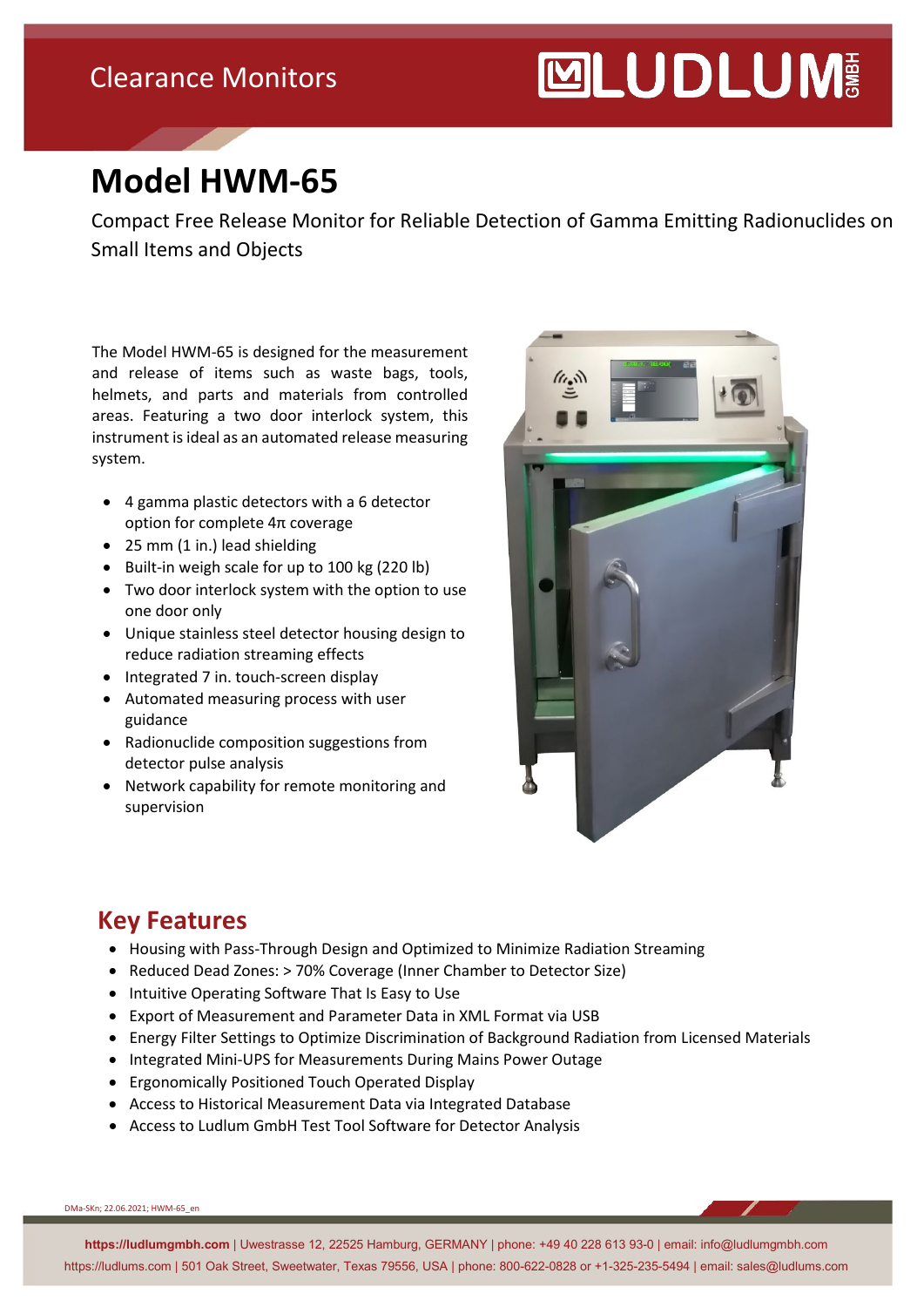Clearance Monitors

# Model HWM-65

Compact Free Release Monitor for Reliable Detection of Gamma Emitting Radionuclides on Small Items and Objects

The Model HWM-65 is designed for the measurement and release of items such as waste bags, tools, helmets, and parts and materials from controlled areas. Featuring a two door interlock system, this instrument is ideal as an automated release measuring system.

- 4 gamma plastic detectors with a 6 detector option for complete 4π coverage
- 25 mm (1 in.) lead shielding
- Built-in weigh scale for up to 100 kg (220 lb)
- Two door interlock system with the option to use one door only
- Unique stainless steel detector housing design to reduce radiation streaming effects
- Integrated 7 in. touch-screen display
- Automated measuring process with user guidance
- Radionuclide composition suggestions from detector pulse analysis
- Network capability for remote monitoring and supervision

## Key Features

- Housing with Pass-Through Design and Optimized to Minimize Radiation Streaming
- Reduced Dead Zones: > 70% Coverage (Inner Chamber to Detector Size)
- Intuitive Operating Software That Is Easy to Use
- Export of Measurement and Parameter Data in XML Format via USB
- Energy Filter Settings to Optimize Discrimination of Background Radiation from Licensed Materials
- Integrated Mini-UPS for Measurements During Mains Power Outage
- Ergonomically Positioned Touch Operated Display
- Access to Historical Measurement Data via Integrated Database
- Access to Ludlum GmbH Test Tool Software for Detector Analysis

DMa-SKn; 22.06.2021; HWM-65_en

**https://ludlumgmbh.com** | Uwestrasse 12, 22525 Hamburg, GERMANY | phone: +49 40 228 613 93-0 | email: info@ludlumgmbh.com
https://ludlums.com | 501 Oak Street, Sweetwater, Texas 79556, USA | phone: 800-622-0828 or +1-325-235-5494 | email: sales@ludlums.com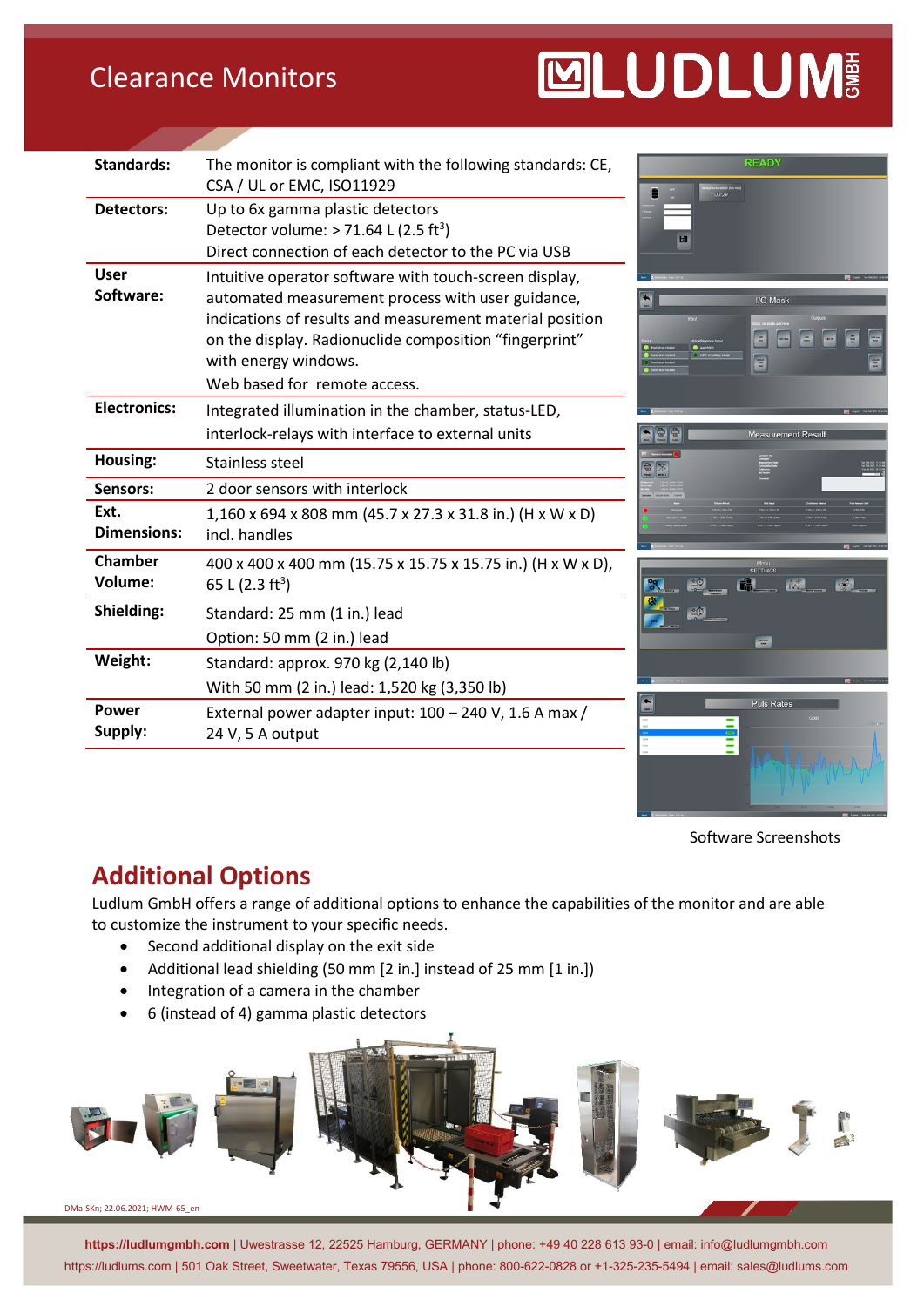| | |
|---|---|
| **Standards:** | The monitor is compliant with the following standards: CE, CSA / UL or EMC, ISO11929 |
| **Detectors:** | Up to 6x gamma plastic detectors<br>Detector volume: > 71.64 L (2.5 ft$^3$)<br>Direct connection of each detector to the PC via USB |
| **User Software:** | Intuitive operator software with touch-screen display, automated measurement process with user guidance, indications of results and measurement material position on the display. Radionuclide composition "fingerprint" with energy windows.<br>Web based for remote access. |
| **Electronics:** | Integrated illumination in the chamber, status-LED, interlock-relays with interface to external units |
| **Housing:** | Stainless steel |
| **Sensors:** | 2 door sensors with interlock |
| **Ext. Dimensions:** | 1,160 x 694 x 808 mm (45.7 x 27.3 x 31.8 in.) (H x W x D) incl. handles |
| **Chamber Volume:** | 400 x 400 x 400 mm (15.75 x 15.75 x 15.75 in.) (H x W x D), 65 L (2.3 ft$^3$) |
| **Shielding:** | Standard: 25 mm (1 in.) lead<br>Option: 50 mm (2 in.) lead |
| **Weight:** | Standard: approx. 970 kg (2,140 lb)<br>With 50 mm (2 in.) lead: 1,520 kg (3,350 lb) |
| **Power Supply:** | External power adapter input: 100 – 240 V, 1.6 A max / 24 V, 5 A output |

Software Screenshots

## Additional Options

Ludlum GmbH offers a range of additional options to enhance the capabilities of the monitor and are able to customize the instrument to your specific needs.

- Second additional display on the exit side
- Additional lead shielding (50 mm [2 in.] instead of 25 mm [1 in.])
- Integration of a camera in the chamber
- 6 (instead of 4) gamma plastic detectors

DMa-SKn; 22.06.2021; HWM-65_en

**https://ludlumgmbh.com** | Uwestrasse 12, 22525 Hamburg, GERMANY | phone: +49 40 228 613 93-0 | email: info@ludlumgmbh.com
https://ludlums.com | 501 Oak Street, Sweetwater, Texas 79556, USA | phone: 800-622-0828 or +1-325-235-5494 | email: sales@ludlums.com